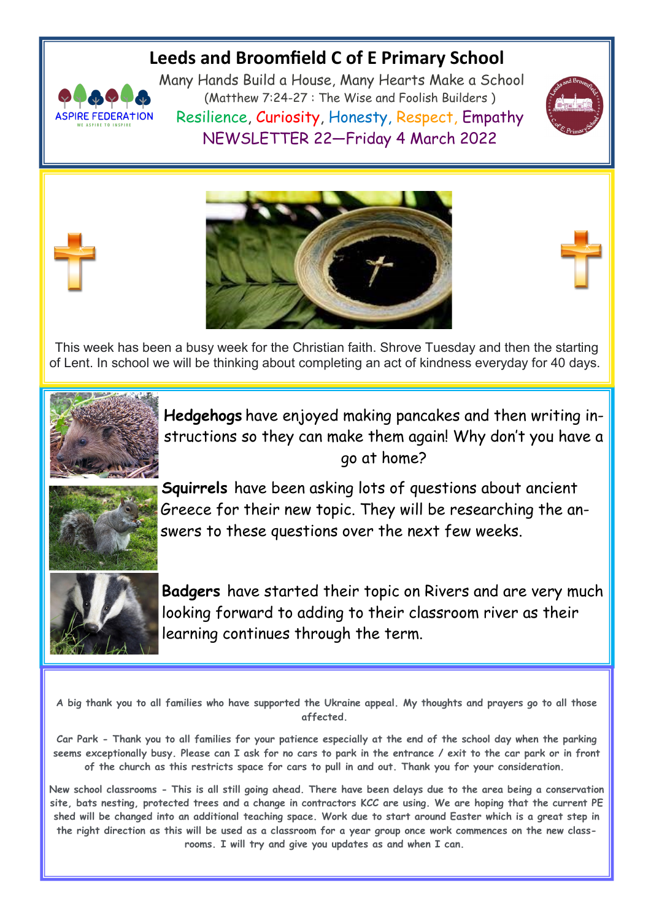# Leeds and Broomfield C of E Primary School

Many Hands Build a House, Many Hearts Make a School

(Matthew 7:24-27 : The Wise and Foolish Builders )

Resilience, Curiosity, Honesty, Respect, Empathy

NEWSLETTER 22—Friday 4 March 2022

This week has been a busy week for the Christian faith. Shrove Tuesday and then the starting of Lent. In school we will be thinking about completing an act of kindness everyday for 40 days.

**Hedgehogs** have enjoyed making pancakes and then writing instructions so they can make them again! Why don't you have a go at home?

**Squirrels** have been asking lots of questions about ancient Greece for their new topic. They will be researching the answers to these questions over the next few weeks.

**Badgers** have started their topic on Rivers and are very much looking forward to adding to their classroom river as their learning continues through the term.

A big thank you to all families who have supported the Ukraine appeal. My thoughts and prayers go to all those affected.

Car Park - Thank you to all families for your patience especially at the end of the school day when the parking seems exceptionally busy. Please can I ask for no cars to park in the entrance / exit to the car park or in front of the church as this restricts space for cars to pull in and out. Thank you for your consideration.

New school classrooms - This is all still going ahead. There have been delays due to the area being a conservation site, bats nesting, protected trees and a change in contractors KCC are using. We are hoping that the current PE shed will be changed into an additional teaching space. Work due to start around Easter which is a great step in the right direction as this will be used as a classroom for a year group once work commences on the new classrooms. I will try and give you updates as and when I can.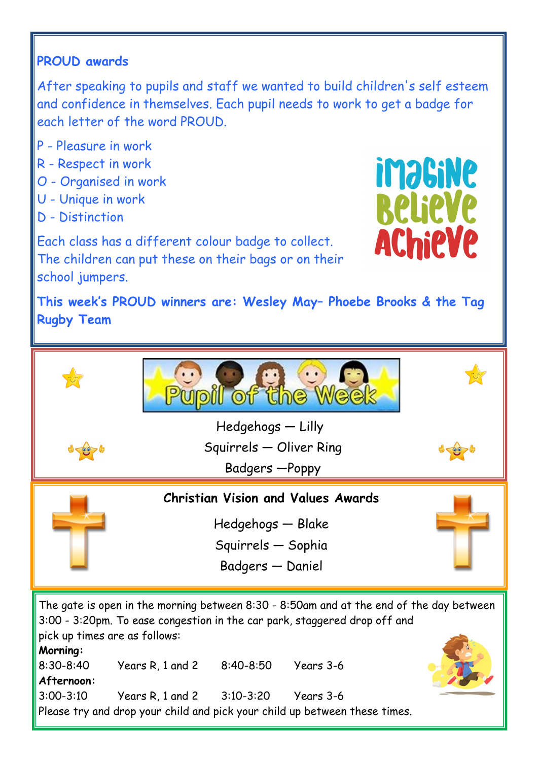## PROUD awards

After speaking to pupils and staff we wanted to build children's self esteem and confidence in themselves. Each pupil needs to work to get a badge for each letter of the word PROUD.

P - Pleasure in work
R - Respect in work
O - Organised in work
U - Unique in work
D - Distinction

Each class has a different colour badge to collect. The children can put these on their bags or on their school jumpers.

**This week's PROUD winners are: Wesley May– Phoebe Brooks & the Tag Rugby Team**

## Pupil of the Week

Hedgehogs — Lilly
Squirrels — Oliver Ring
Badgers —Poppy

## Christian Vision and Values Awards

Hedgehogs — Blake
Squirrels — Sophia
Badgers — Daniel

The gate is open in the morning between 8:30 - 8:50am and at the end of the day between 3:00 - 3:20pm. To ease congestion in the car park, staggered drop off and pick up times are as follows:

**Morning:**

8:30-8:40 Years R, 1 and 2 8:40-8:50 Years 3-6

**Afternoon:**

3:00-3:10 Years R, 1 and 2 3:10-3:20 Years 3-6

Please try and drop your child and pick your child up between these times.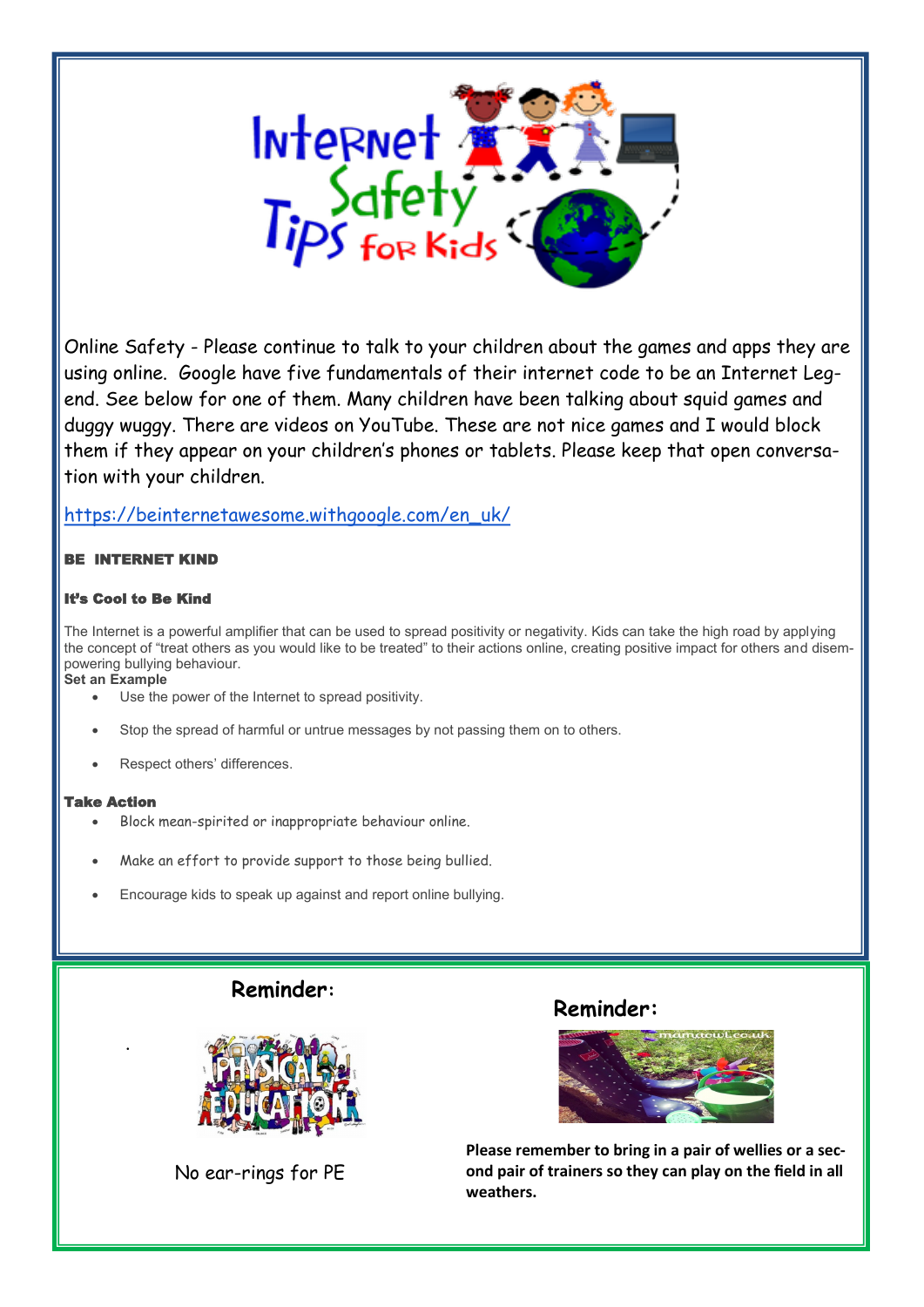# Internet Safety Tips for Kids

Online Safety - Please continue to talk to your children about the games and apps they are using online. Google have five fundamentals of their internet code to be an Internet Legend. See below for one of them. Many children have been talking about squid games and duggy wuggy. There are videos on YouTube. These are not nice games and I would block them if they appear on your children's phones or tablets. Please keep that open conversation with your children.

https://beinternetawesome.withgoogle.com/en_uk/

**BE INTERNET KIND**

**It's Cool to Be Kind**

The Internet is a powerful amplifier that can be used to spread positivity or negativity. Kids can take the high road by applying the concept of "treat others as you would like to be treated" to their actions online, creating positive impact for others and disempowering bullying behaviour.

**Set an Example**

- Use the power of the Internet to spread positivity.
- Stop the spread of harmful or untrue messages by not passing them on to others.
- Respect others' differences.

**Take Action**

- Block mean-spirited or inappropriate behaviour online.
- Make an effort to provide support to those being bullied.
- Encourage kids to speak up against and report online bullying.

## Reminder:

No ear-rings for PE

## Reminder:

**Please remember to bring in a pair of wellies or a second pair of trainers so they can play on the field in all weathers.**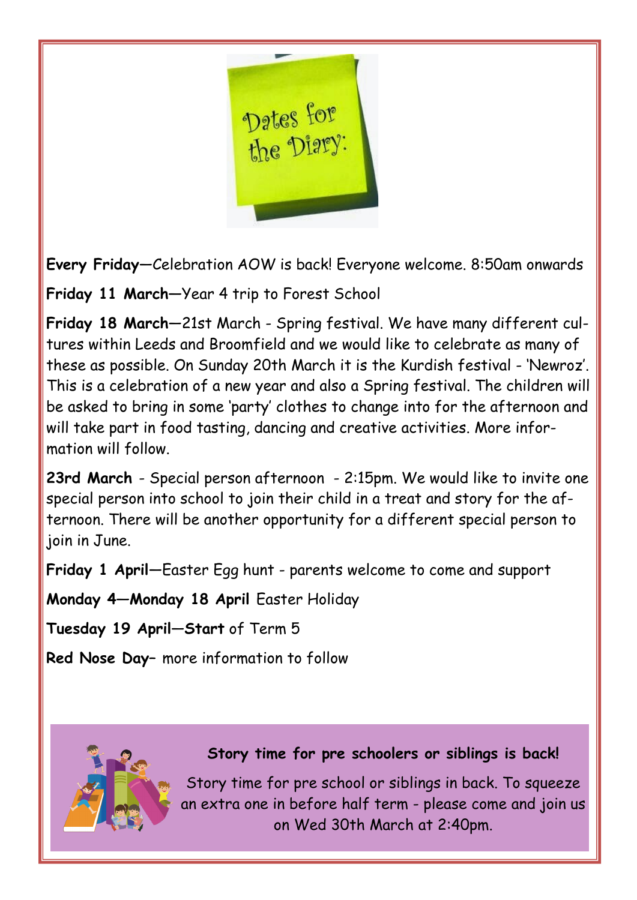# Dates for the Diary:

**Every Friday**—Celebration AOW is back! Everyone welcome. 8:50am onwards

**Friday 11 March**—Year 4 trip to Forest School

**Friday 18 March**—21st March - Spring festival. We have many different cultures within Leeds and Broomfield and we would like to celebrate as many of these as possible. On Sunday 20th March it is the Kurdish festival - 'Newroz'. This is a celebration of a new year and also a Spring festival. The children will be asked to bring in some 'party' clothes to change into for the afternoon and will take part in food tasting, dancing and creative activities. More information will follow.

**23rd March** - Special person afternoon - 2:15pm. We would like to invite one special person into school to join their child in a treat and story for the afternoon. There will be another opportunity for a different special person to join in June.

**Friday 1 April**—Easter Egg hunt - parents welcome to come and support

**Monday 4—Monday 18 April** Easter Holiday

**Tuesday 19 April**—**Start** of Term 5

**Red Nose Day**– more information to follow

**Story time for pre schoolers or siblings is back!**

Story time for pre school or siblings in back. To squeeze an extra one in before half term - please come and join us on Wed 30th March at 2:40pm.